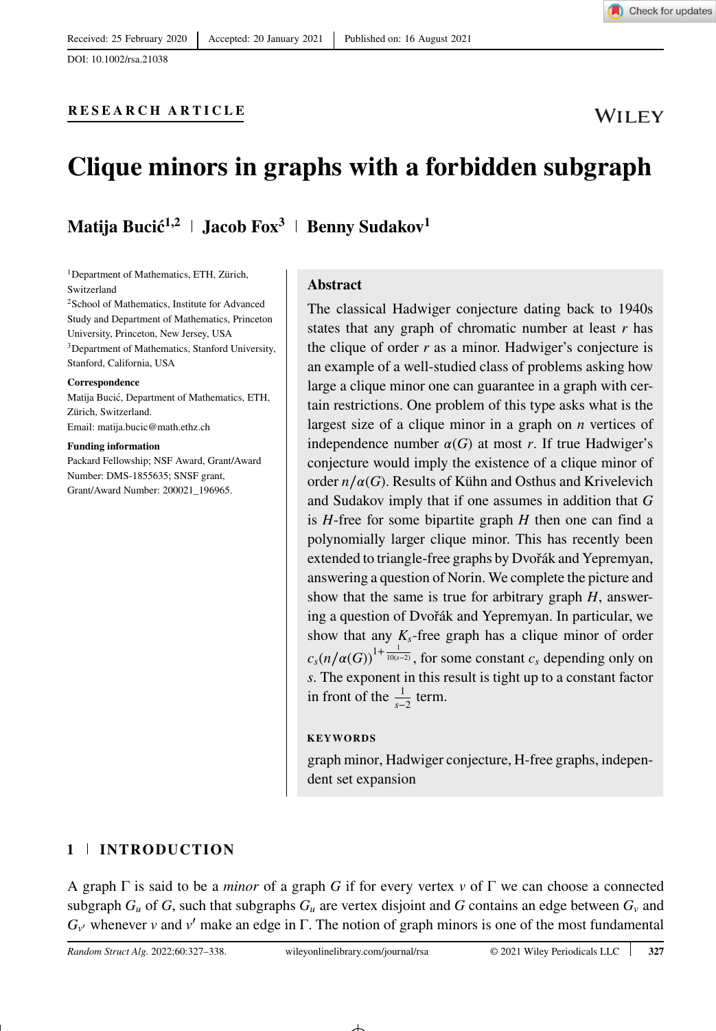Received: 25 February 2020 | Accepted: 20 January 2021 | Published on: 16 August 2021

DOI: 10.1002/rsa.21038

**RESEARCH ARTICLE**

# Clique minors in graphs with a forbidden subgraph

**Matija Bucić[1,2] | Jacob Fox[3] | Benny Sudakov[1]**

[1]Department of Mathematics, ETH, Zürich, Switzerland

[2]School of Mathematics, Institute for Advanced Study and Department of Mathematics, Princeton University, Princeton, New Jersey, USA

[3]Department of Mathematics, Stanford University, Stanford, California, USA

**Correspondence**

Matija Bucić, Department of Mathematics, ETH, Zürich, Switzerland.
Email: matija.bucic@math.ethz.ch

**Funding information**

Packard Fellowship; NSF Award, Grant/Award Number: DMS-1855635; SNSF grant, Grant/Award Number: 200021_196965.

## Abstract

The classical Hadwiger conjecture dating back to 1940s states that any graph of chromatic number at least $r$ has the clique of order $r$ as a minor. Hadwiger's conjecture is an example of a well-studied class of problems asking how large a clique minor one can guarantee in a graph with certain restrictions. One problem of this type asks what is the largest size of a clique minor in a graph on $n$ vertices of independence number $\alpha(G)$ at most $r$. If true Hadwiger's conjecture would imply the existence of a clique minor of order $n/\alpha(G)$. Results of Kühn and Osthus and Krivelevich and Sudakov imply that if one assumes in addition that $G$ is $H$-free for some bipartite graph $H$ then one can find a polynomially larger clique minor. This has recently been extended to triangle-free graphs by Dvořák and Yepremyan, answering a question of Norin. We complete the picture and show that the same is true for arbitrary graph $H$, answering a question of Dvořák and Yepremyan. In particular, we show that any $K_s$-free graph has a clique minor of order $c_s(n/\alpha(G))^{1+\frac{1}{10(s-2)}}$, for some constant $c_s$ depending only on $s$. The exponent in this result is tight up to a constant factor in front of the $\frac{1}{s-2}$ term.

**KEYWORDS**

graph minor, Hadwiger conjecture, H-free graphs, independent set expansion

## 1 | INTRODUCTION

A graph $\Gamma$ is said to be a *minor* of a graph $G$ if for every vertex $v$ of $\Gamma$ we can choose a connected subgraph $G_u$ of $G$, such that subgraphs $G_u$ are vertex disjoint and $G$ contains an edge between $G_v$ and $G_{v'}$ whenever $v$ and $v'$ make an edge in $\Gamma$. The notion of graph minors is one of the most fundamental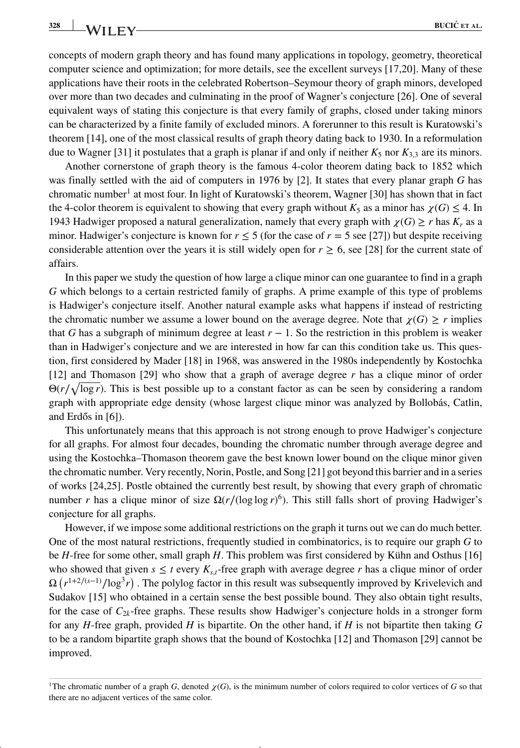concepts of modern graph theory and has found many applications in topology, geometry, theoretical computer science and optimization; for more details, see the excellent surveys [17,20]. Many of these applications have their roots in the celebrated Robertson–Seymour theory of graph minors, developed over more than two decades and culminating in the proof of Wagner's conjecture [26]. One of several equivalent ways of stating this conjecture is that every family of graphs, closed under taking minors can be characterized by a finite family of excluded minors. A forerunner to this result is Kuratowski's theorem [14], one of the most classical results of graph theory dating back to 1930. In a reformulation due to Wagner [31] it postulates that a graph is planar if and only if neither $K_5$ nor $K_{3,3}$ are its minors.

Another cornerstone of graph theory is the famous 4-color theorem dating back to 1852 which was finally settled with the aid of computers in 1976 by [2]. It states that every planar graph $G$ has chromatic number[1] at most four. In light of Kuratowski's theorem, Wagner [30] has shown that in fact the 4-color theorem is equivalent to showing that every graph without $K_5$ as a minor has $\chi(G) \leq 4$. In 1943 Hadwiger proposed a natural generalization, namely that every graph with $\chi(G) \geq r$ has $K_r$ as a minor. Hadwiger's conjecture is known for $r \leq 5$ (for the case of $r = 5$ see [27]) but despite receiving considerable attention over the years it is still widely open for $r \geq 6$, see [28] for the current state of affairs.

In this paper we study the question of how large a clique minor can one guarantee to find in a graph $G$ which belongs to a certain restricted family of graphs. A prime example of this type of problems is Hadwiger's conjecture itself. Another natural example asks what happens if instead of restricting the chromatic number we assume a lower bound on the average degree. Note that $\chi(G) \geq r$ implies that $G$ has a subgraph of minimum degree at least $r - 1$. So the restriction in this problem is weaker than in Hadwiger's conjecture and we are interested in how far can this condition take us. This question, first considered by Mader [18] in 1968, was answered in the 1980s independently by Kostochka [12] and Thomason [29] who show that a graph of average degree $r$ has a clique minor of order $\Theta(r/\sqrt{\log r})$. This is best possible up to a constant factor as can be seen by considering a random graph with appropriate edge density (whose largest clique minor was analyzed by Bollobás, Catlin, and Erdős in [6]).

This unfortunately means that this approach is not strong enough to prove Hadwiger's conjecture for all graphs. For almost four decades, bounding the chromatic number through average degree and using the Kostochka–Thomason theorem gave the best known lower bound on the clique minor given the chromatic number. Very recently, Norin, Postle, and Song [21] got beyond this barrier and in a series of works [24,25]. Postle obtained the currently best result, by showing that every graph of chromatic number $r$ has a clique minor of size $\Omega(r/(\log \log r)^6)$. This still falls short of proving Hadwiger's conjecture for all graphs.

However, if we impose some additional restrictions on the graph it turns out we can do much better. One of the most natural restrictions, frequently studied in combinatorics, is to require our graph $G$ to be $H$-free for some other, small graph $H$. This problem was first considered by Kühn and Osthus [16] who showed that given $s \leq t$ every $K_{s,t}$-free graph with average degree $r$ has a clique minor of order $\Omega\left(r^{1+2/(s-1)}/\log^3 r\right)$. The polylog factor in this result was subsequently improved by Krivelevich and Sudakov [15] who obtained in a certain sense the best possible bound. They also obtain tight results, for the case of $C_{2k}$-free graphs. These results show Hadwiger's conjecture holds in a stronger form for any $H$-free graph, provided $H$ is bipartite. On the other hand, if $H$ is not bipartite then taking $G$ to be a random bipartite graph shows that the bound of Kostochka [12] and Thomason [29] cannot be improved.

[1]The chromatic number of a graph $G$, denoted $\chi(G)$, is the minimum number of colors required to color vertices of $G$ so that there are no adjacent vertices of the same color.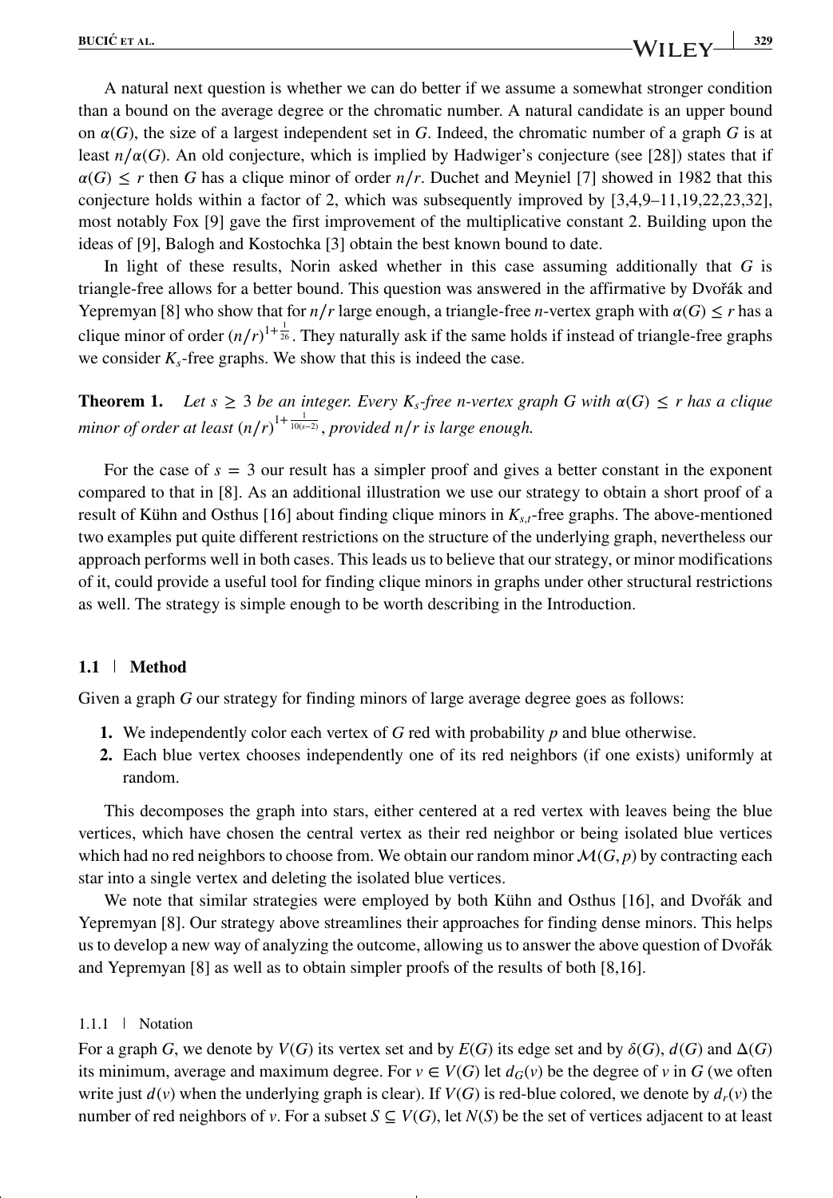A natural next question is whether we can do better if we assume a somewhat stronger condition than a bound on the average degree or the chromatic number. A natural candidate is an upper bound on $\alpha(G)$, the size of a largest independent set in $G$. Indeed, the chromatic number of a graph $G$ is at least $n/\alpha(G)$. An old conjecture, which is implied by Hadwiger's conjecture (see [28]) states that if $\alpha(G) \leq r$ then $G$ has a clique minor of order $n/r$. Duchet and Meyniel [7] showed in 1982 that this conjecture holds within a factor of 2, which was subsequently improved by [3,4,9–11,19,22,23,32], most notably Fox [9] gave the first improvement of the multiplicative constant 2. Building upon the ideas of [9], Balogh and Kostochka [3] obtain the best known bound to date.

In light of these results, Norin asked whether in this case assuming additionally that $G$ is triangle-free allows for a better bound. This question was answered in the affirmative by Dvořák and Yepremyan [8] who show that for $n/r$ large enough, a triangle-free $n$-vertex graph with $\alpha(G) \leq r$ has a clique minor of order $(n/r)^{1+\frac{1}{26}}$. They naturally ask if the same holds if instead of triangle-free graphs we consider $K_s$-free graphs. We show that this is indeed the case.

**Theorem 1.** *Let $s \geq 3$ be an integer. Every $K_s$-free $n$-vertex graph $G$ with $\alpha(G) \leq r$ has a clique minor of order at least $(n/r)^{1+\frac{1}{10(s-2)}}$, provided $n/r$ is large enough.*

For the case of $s = 3$ our result has a simpler proof and gives a better constant in the exponent compared to that in [8]. As an additional illustration we use our strategy to obtain a short proof of a result of Kühn and Osthus [16] about finding clique minors in $K_{s,t}$-free graphs. The above-mentioned two examples put quite different restrictions on the structure of the underlying graph, nevertheless our approach performs well in both cases. This leads us to believe that our strategy, or minor modifications of it, could provide a useful tool for finding clique minors in graphs under other structural restrictions as well. The strategy is simple enough to be worth describing in the Introduction.

## 1.1 | Method

Given a graph $G$ our strategy for finding minors of large average degree goes as follows:

1. We independently color each vertex of $G$ red with probability $p$ and blue otherwise.
2. Each blue vertex chooses independently one of its red neighbors (if one exists) uniformly at random.

This decomposes the graph into stars, either centered at a red vertex with leaves being the blue vertices, which have chosen the central vertex as their red neighbor or being isolated blue vertices which had no red neighbors to choose from. We obtain our random minor $\mathcal{M}(G, p)$ by contracting each star into a single vertex and deleting the isolated blue vertices.

We note that similar strategies were employed by both Kühn and Osthus [16], and Dvořák and Yepremyan [8]. Our strategy above streamlines their approaches for finding dense minors. This helps us to develop a new way of analyzing the outcome, allowing us to answer the above question of Dvořák and Yepremyan [8] as well as to obtain simpler proofs of the results of both [8,16].

### 1.1.1 | Notation

For a graph $G$, we denote by $V(G)$ its vertex set and by $E(G)$ its edge set and by $\delta(G)$, $d(G)$ and $\Delta(G)$ its minimum, average and maximum degree. For $v \in V(G)$ let $d_G(v)$ be the degree of $v$ in $G$ (we often write just $d(v)$ when the underlying graph is clear). If $V(G)$ is red-blue colored, we denote by $d_r(v)$ the number of red neighbors of $v$. For a subset $S \subseteq V(G)$, let $N(S)$ be the set of vertices adjacent to at least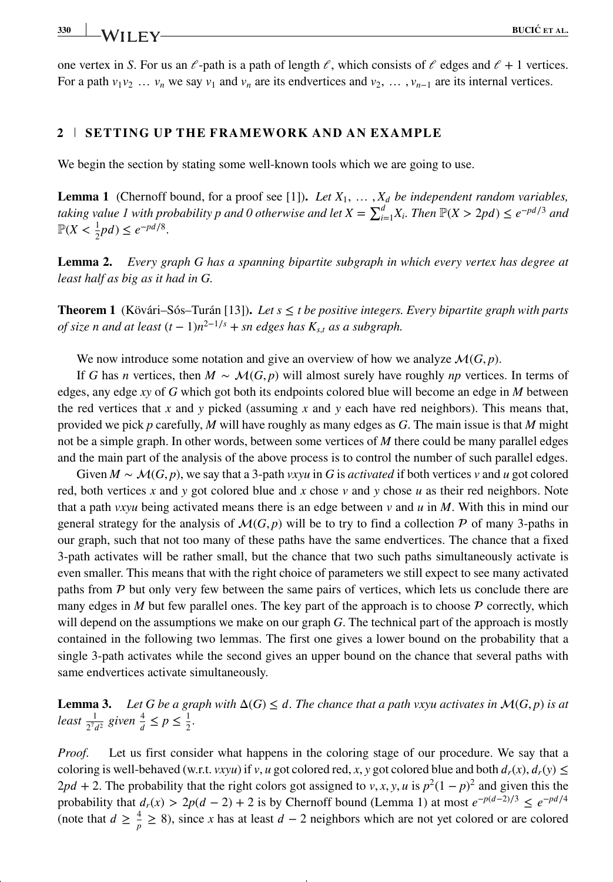one vertex in $S$. For us an $\ell$-path is a path of length $\ell$, which consists of $\ell$ edges and $\ell+1$ vertices. For a path $v_1v_2\ \dots\ v_n$ we say $v_1$ and $v_n$ are its endvertices and $v_2, \dots, v_{n-1}$ are its internal vertices.

## 2 | SETTING UP THE FRAMEWORK AND AN EXAMPLE

We begin the section by stating some well-known tools which we are going to use.

**Lemma 1** (Chernoff bound, for a proof see [1]). *Let $X_1, \dots, X_d$ be independent random variables, taking value 1 with probability $p$ and 0 otherwise and let $X = \sum_{i=1}^{d} X_i$. Then $\mathbb{P}(X > 2pd) \le e^{-pd/3}$ and $\mathbb{P}(X < \frac{1}{2}pd) \le e^{-pd/8}$.*

**Lemma 2.** *Every graph $G$ has a spanning bipartite subgraph in which every vertex has degree at least half as big as it had in $G$.*

**Theorem 1** (Kövári–Sós–Turán [13]). *Let $s \le t$ be positive integers. Every bipartite graph with parts of size $n$ and at least $(t-1)n^{2-1/s} + sn$ edges has $K_{s,t}$ as a subgraph.*

We now introduce some notation and give an overview of how we analyze $\mathcal{M}(G,p)$.

If $G$ has $n$ vertices, then $M \sim \mathcal{M}(G,p)$ will almost surely have roughly $np$ vertices. In terms of edges, any edge $xy$ of $G$ which got both its endpoints colored blue will become an edge in $M$ between the red vertices that $x$ and $y$ picked (assuming $x$ and $y$ each have red neighbors). This means that, provided we pick $p$ carefully, $M$ will have roughly as many edges as $G$. The main issue is that $M$ might not be a simple graph. In other words, between some vertices of $M$ there could be many parallel edges and the main part of the analysis of the above process is to control the number of such parallel edges.

Given $M \sim \mathcal{M}(G,p)$, we say that a 3-path $vxyu$ in $G$ is *activated* if both vertices $v$ and $u$ got colored red, both vertices $x$ and $y$ got colored blue and $x$ chose $v$ and $y$ chose $u$ as their red neighbors. Note that a path $vxyu$ being activated means there is an edge between $v$ and $u$ in $M$. With this in mind our general strategy for the analysis of $\mathcal{M}(G,p)$ will be to try to find a collection $\mathcal{P}$ of many 3-paths in our graph, such that not too many of these paths have the same endvertices. The chance that a fixed 3-path activates will be rather small, but the chance that two such paths simultaneously activate is even smaller. This means that with the right choice of parameters we still expect to see many activated paths from $\mathcal{P}$ but only very few between the same pairs of vertices, which lets us conclude there are many edges in $M$ but few parallel ones. The key part of the approach is to choose $\mathcal{P}$ correctly, which will depend on the assumptions we make on our graph $G$. The technical part of the approach is mostly contained in the following two lemmas. The first one gives a lower bound on the probability that a single 3-path activates while the second gives an upper bound on the chance that several paths with same endvertices activate simultaneously.

**Lemma 3.** *Let $G$ be a graph with $\Delta(G) \le d$. The chance that a path $vxyu$ activates in $\mathcal{M}(G,p)$ is at least $\frac{1}{2^7 d^2}$ given $\frac{4}{d} \le p \le \frac{1}{2}$.*

*Proof.* Let us first consider what happens in the coloring stage of our procedure. We say that a coloring is well-behaved (w.r.t. $vxyu$) if $v, u$ got colored red, $x, y$ got colored blue and both $d_r(x), d_r(y) \le 2pd + 2$. The probability that the right colors got assigned to $v, x, y, u$ is $p^2(1-p)^2$ and given this the probability that $d_r(x) > 2p(d-2) + 2$ is by Chernoff bound (Lemma 1) at most $e^{-p(d-2)/3} \le e^{-pd/4}$ (note that $d \ge \frac{4}{p} \ge 8$), since $x$ has at least $d-2$ neighbors which are not yet colored or are colored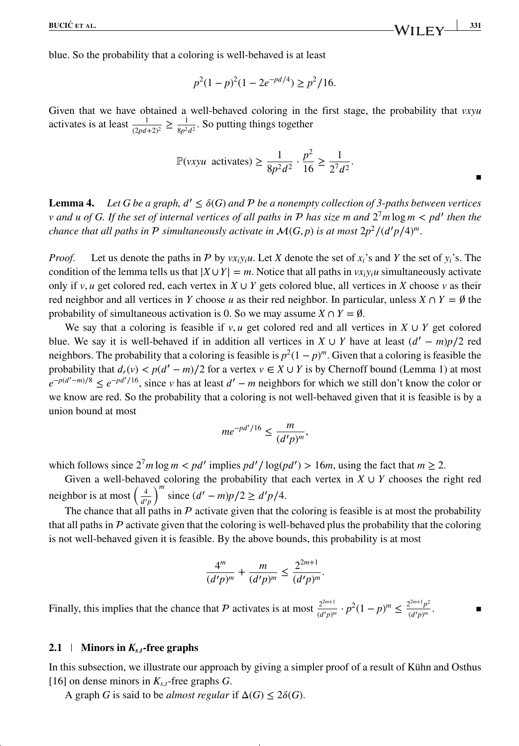blue. So the probability that a coloring is well-behaved is at least

$$p^2(1-p)^2(1-2e^{-pd/4}) \geq p^2/16.$$

Given that we have obtained a well-behaved coloring in the first stage, the probability that $vxyu$ activates is at least $\frac{1}{(2pd+2)^2} \geq \frac{1}{8p^2d^2}$. So putting things together

$$\mathbb{P}(vxyu \text{ activates}) \geq \frac{1}{8p^2d^2} \cdot \frac{p^2}{16} \geq \frac{1}{2^7d^2}.$$

■

**Lemma 4.** *Let $G$ be a graph, $d' \leq \delta(G)$ and $\mathcal{P}$ be a nonempty collection of 3-paths between vertices $v$ and $u$ of $G$. If the set of internal vertices of all paths in $\mathcal{P}$ has size $m$ and $2^7 m \log m < pd'$ then the chance that all paths in $\mathcal{P}$ simultaneously activate in $\mathcal{M}(G,p)$ is at most $2p^2/(d'p/4)^m$.*

*Proof.* Let us denote the paths in $\mathcal{P}$ by $vx_iy_iu$. Let $X$ denote the set of $x_i$'s and $Y$ the set of $y_i$'s. The condition of the lemma tells us that $|X \cup Y| = m$. Notice that all paths in $vx_iy_iu$ simultaneously activate only if $v, u$ get colored red, each vertex in $X \cup Y$ gets colored blue, all vertices in $X$ choose $v$ as their red neighbor and all vertices in $Y$ choose $u$ as their red neighbor. In particular, unless $X \cap Y = \emptyset$ the probability of simultaneous activation is 0. So we may assume $X \cap Y = \emptyset$.

We say that a coloring is feasible if $v, u$ get colored red and all vertices in $X \cup Y$ get colored blue. We say it is well-behaved if in addition all vertices in $X \cup Y$ have at least $(d' - m)p/2$ red neighbors. The probability that a coloring is feasible is $p^2(1-p)^m$. Given that a coloring is feasible the probability that $d_r(v) < p(d' - m)/2$ for a vertex $v \in X \cup Y$ is by Chernoff bound (Lemma 1) at most $e^{-p(d'-m)/8} \leq e^{-pd'/16}$, since $v$ has at least $d' - m$ neighbors for which we still don't know the color or we know are red. So the probability that a coloring is not well-behaved given that it is feasible is by a union bound at most

$$me^{-pd'/16} \leq \frac{m}{(d'p)^m},$$

which follows since $2^7 m \log m < pd'$ implies $pd'/\log(pd') > 16m$, using the fact that $m \geq 2$.

Given a well-behaved coloring the probability that each vertex in $X \cup Y$ chooses the right red neighbor is at most $\left(\frac{4}{d'p}\right)^m$ since $(d' - m)p/2 \geq d'p/4$.

The chance that all paths in $\mathcal{P}$ activate given that the coloring is feasible is at most the probability that all paths in $\mathcal{P}$ activate given that the coloring is well-behaved plus the probability that the coloring is not well-behaved given it is feasible. By the above bounds, this probability is at most

$$\frac{4^m}{(d'p)^m} + \frac{m}{(d'p)^m} \leq \frac{2^{2m+1}}{(d'p)^m}.$$

Finally, this implies that the chance that $\mathcal{P}$ activates is at most $\frac{2^{2m+1}}{(d'p)^m} \cdot p^2(1-p)^m \leq \frac{2^{2m+1}p^2}{(d'p)^m}$. ■

## 2.1 | Minors in $K_{s,t}$-free graphs

In this subsection, we illustrate our approach by giving a simpler proof of a result of Kühn and Osthus [16] on dense minors in $K_{s,t}$-free graphs $G$.

A graph $G$ is said to be *almost regular* if $\Delta(G) \leq 2\delta(G)$.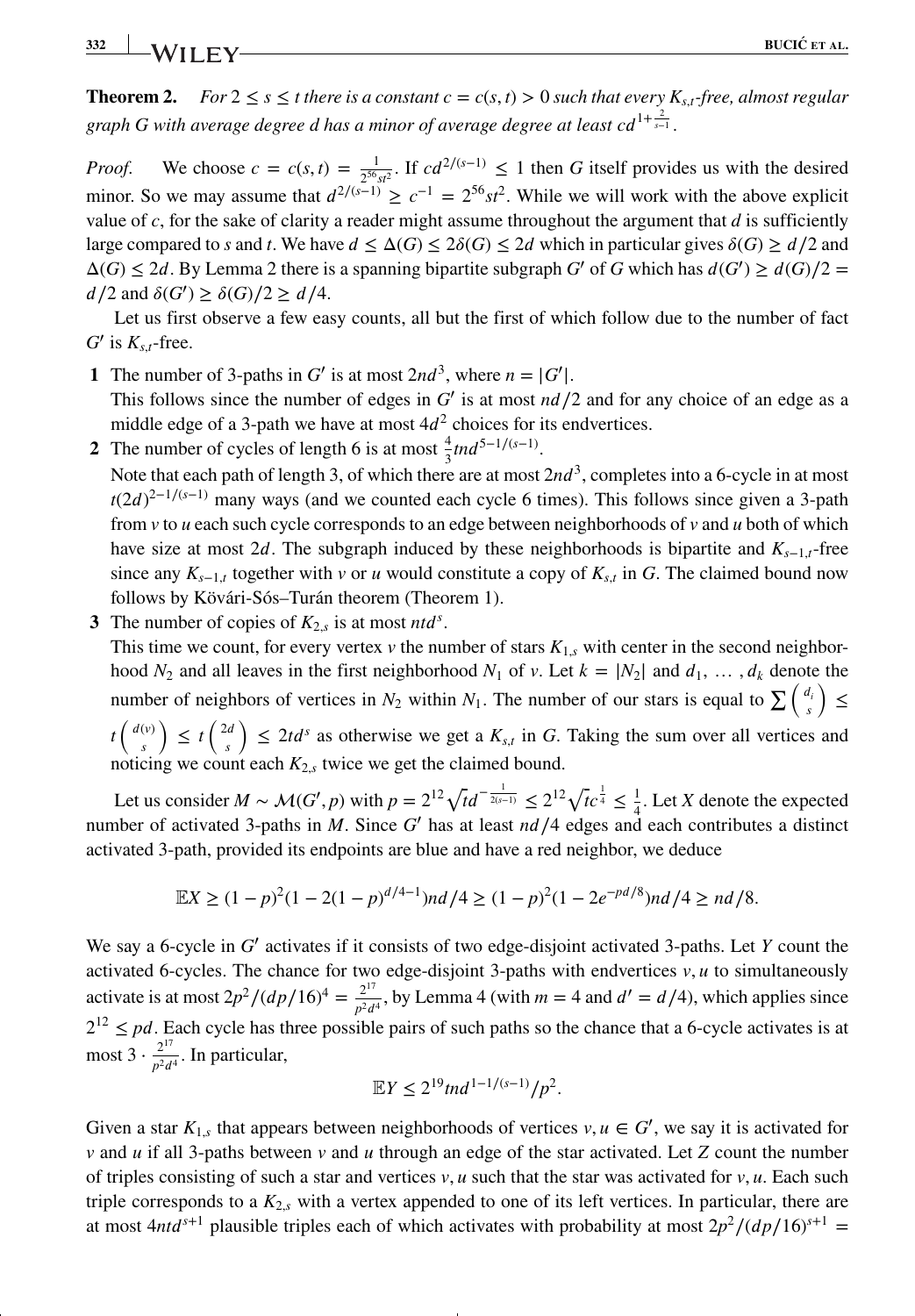**Theorem 2.** *For $2 \le s \le t$ there is a constant $c = c(s,t) > 0$ such that every $K_{s,t}$-free, almost regular graph $G$ with average degree $d$ has a minor of average degree at least $cd^{1+\frac{2}{s-1}}$.*

*Proof.* We choose $c = c(s,t) = \frac{1}{2^{56}st^2}$. If $cd^{2/(s-1)} \le 1$ then $G$ itself provides us with the desired minor. So we may assume that $d^{2/(s-1)} \ge c^{-1} = 2^{56}st^2$. While we will work with the above explicit value of $c$, for the sake of clarity a reader might assume throughout the argument that $d$ is sufficiently large compared to $s$ and $t$. We have $d \le \Delta(G) \le 2\delta(G) \le 2d$ which in particular gives $\delta(G) \ge d/2$ and $\Delta(G) \le 2d$. By Lemma 2 there is a spanning bipartite subgraph $G'$ of $G$ which has $d(G') \ge d(G)/2 = d/2$ and $\delta(G') \ge \delta(G)/2 \ge d/4$.

Let us first observe a few easy counts, all but the first of which follow due to the number of fact $G'$ is $K_{s,t}$-free.

1. The number of 3-paths in $G'$ is at most $2nd^3$, where $n = |G'|$.
   This follows since the number of edges in $G'$ is at most $nd/2$ and for any choice of an edge as a middle edge of a 3-path we have at most $4d^2$ choices for its endvertices.
2. The number of cycles of length 6 is at most $\frac{4}{3}tnd^{5-1/(s-1)}$.
   Note that each path of length 3, of which there are at most $2nd^3$, completes into a 6-cycle in at most $t(2d)^{2-1/(s-1)}$ many ways (and we counted each cycle 6 times). This follows since given a 3-path from $v$ to $u$ each such cycle corresponds to an edge between neighborhoods of $v$ and $u$ both of which have size at most $2d$. The subgraph induced by these neighborhoods is bipartite and $K_{s-1,t}$-free since any $K_{s-1,t}$ together with $v$ or $u$ would constitute a copy of $K_{s,t}$ in $G$. The claimed bound now follows by Kövári-Sós–Turán theorem (Theorem 1).
3. The number of copies of $K_{2,s}$ is at most $ntd^s$.
   This time we count, for every vertex $v$ the number of stars $K_{1,s}$ with center in the second neighborhood $N_2$ and all leaves in the first neighborhood $N_1$ of $v$. Let $k = |N_2|$ and $d_1, \ldots, d_k$ denote the number of neighbors of vertices in $N_2$ within $N_1$. The number of our stars is equal to $\sum \binom{d_i}{s} \le t\binom{d(v)}{s} \le t\binom{2d}{s} \le 2td^s$ as otherwise we get a $K_{s,t}$ in $G$. Taking the sum over all vertices and noticing we count each $K_{2,s}$ twice we get the claimed bound.

Let us consider $M \sim \mathcal{M}(G', p)$ with $p = 2^{12}\sqrt{t}d^{-\frac{1}{2(s-1)}} \le 2^{12}\sqrt{t}c^{\frac{1}{4}} \le \frac{1}{4}$. Let $X$ denote the expected number of activated 3-paths in $M$. Since $G'$ has at least $nd/4$ edges and each contributes a distinct activated 3-path, provided its endpoints are blue and have a red neighbor, we deduce

$$\mathbb{E}X \ge (1-p)^2(1 - 2(1-p)^{d/4-1})nd/4 \ge (1-p)^2(1 - 2e^{-pd/8})nd/4 \ge nd/8.$$

We say a 6-cycle in $G'$ activates if it consists of two edge-disjoint activated 3-paths. Let $Y$ count the activated 6-cycles. The chance for two edge-disjoint 3-paths with endvertices $v, u$ to simultaneously activate is at most $2p^2/(dp/16)^4 = \frac{2^{17}}{p^2d^4}$, by Lemma 4 (with $m = 4$ and $d' = d/4$), which applies since $2^{12} \le pd$. Each cycle has three possible pairs of such paths so the chance that a 6-cycle activates is at most $3 \cdot \frac{2^{17}}{p^2d^4}$. In particular,

$$\mathbb{E}Y \le 2^{19}tnd^{1-1/(s-1)}/p^2.$$

Given a star $K_{1,s}$ that appears between neighborhoods of vertices $v, u \in G'$, we say it is activated for $v$ and $u$ if all 3-paths between $v$ and $u$ through an edge of the star activated. Let $Z$ count the number of triples consisting of such a star and vertices $v, u$ such that the star was activated for $v, u$. Each such triple corresponds to a $K_{2,s}$ with a vertex appended to one of its left vertices. In particular, there are at most $4ntd^{s+1}$ plausible triples each of which activates with probability at most $2p^2/(dp/16)^{s+1} =$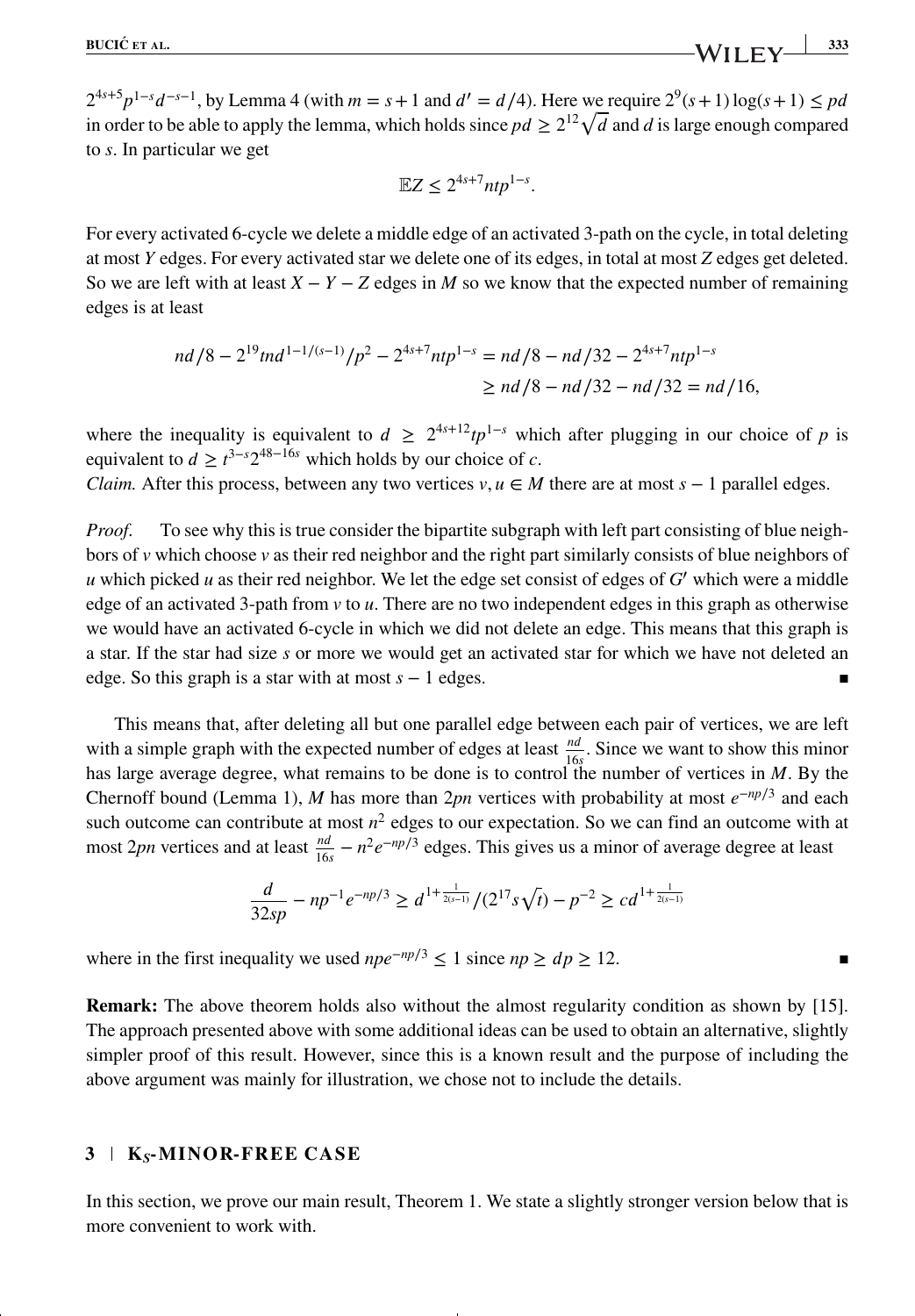$2^{4s+5}p^{1-s}d^{-s-1}$, by Lemma 4 (with $m = s+1$ and $d' = d/4$). Here we require $2^9(s+1)\log(s+1) \le pd$ in order to be able to apply the lemma, which holds since $pd \ge 2^{12}\sqrt{d}$ and $d$ is large enough compared to $s$. In particular we get

$$\mathbb{E}Z \le 2^{4s+7}ntp^{1-s}.$$

For every activated 6-cycle we delete a middle edge of an activated 3-path on the cycle, in total deleting at most $Y$ edges. For every activated star we delete one of its edges, in total at most $Z$ edges get deleted. So we are left with at least $X - Y - Z$ edges in $M$ so we know that the expected number of remaining edges is at least

$$\begin{aligned} nd/8 - 2^{19}tnd^{1-1/(s-1)}/p^2 - 2^{4s+7}ntp^{1-s} &= nd/8 - nd/32 - 2^{4s+7}ntp^{1-s} \\ &\ge nd/8 - nd/32 - nd/32 = nd/16, \end{aligned}$$

where the inequality is equivalent to $d \ge 2^{4s+12}tp^{1-s}$ which after plugging in our choice of $p$ is equivalent to $d \ge t^{3-s}2^{48-16s}$ which holds by our choice of $c$.

*Claim.* After this process, between any two vertices $v, u \in M$ there are at most $s-1$ parallel edges.

*Proof.* To see why this is true consider the bipartite subgraph with left part consisting of blue neighbors of $v$ which choose $v$ as their red neighbor and the right part similarly consists of blue neighbors of $u$ which picked $u$ as their red neighbor. We let the edge set consist of edges of $G'$ which were a middle edge of an activated 3-path from $v$ to $u$. There are no two independent edges in this graph as otherwise we would have an activated 6-cycle in which we did not delete an edge. This means that this graph is a star. If the star had size $s$ or more we would get an activated star for which we have not deleted an edge. So this graph is a star with at most $s-1$ edges. ∎

This means that, after deleting all but one parallel edge between each pair of vertices, we are left with a simple graph with the expected number of edges at least $\frac{nd}{16s}$. Since we want to show this minor has large average degree, what remains to be done is to control the number of vertices in $M$. By the Chernoff bound (Lemma 1), $M$ has more than $2pn$ vertices with probability at most $e^{-np/3}$ and each such outcome can contribute at most $n^2$ edges to our expectation. So we can find an outcome with at most $2pn$ vertices and at least $\frac{nd}{16s} - n^2e^{-np/3}$ edges. This gives us a minor of average degree at least

$$\frac{d}{32sp} - np^{-1}e^{-np/3} \ge d^{1+\frac{1}{2(s-1)}}/(2^{17}s\sqrt{t}) - p^{-2} \ge cd^{1+\frac{1}{2(s-1)}}$$

where in the first inequality we used $npe^{-np/3} \le 1$ since $np \ge dp \ge 12$. ∎

**Remark:** The above theorem holds also without the almost regularity condition as shown by [15]. The approach presented above with some additional ideas can be used to obtain an alternative, slightly simpler proof of this result. However, since this is a known result and the purpose of including the above argument was mainly for illustration, we chose not to include the details.

## 3 | $K_s$-MINOR-FREE CASE

In this section, we prove our main result, Theorem 1. We state a slightly stronger version below that is more convenient to work with.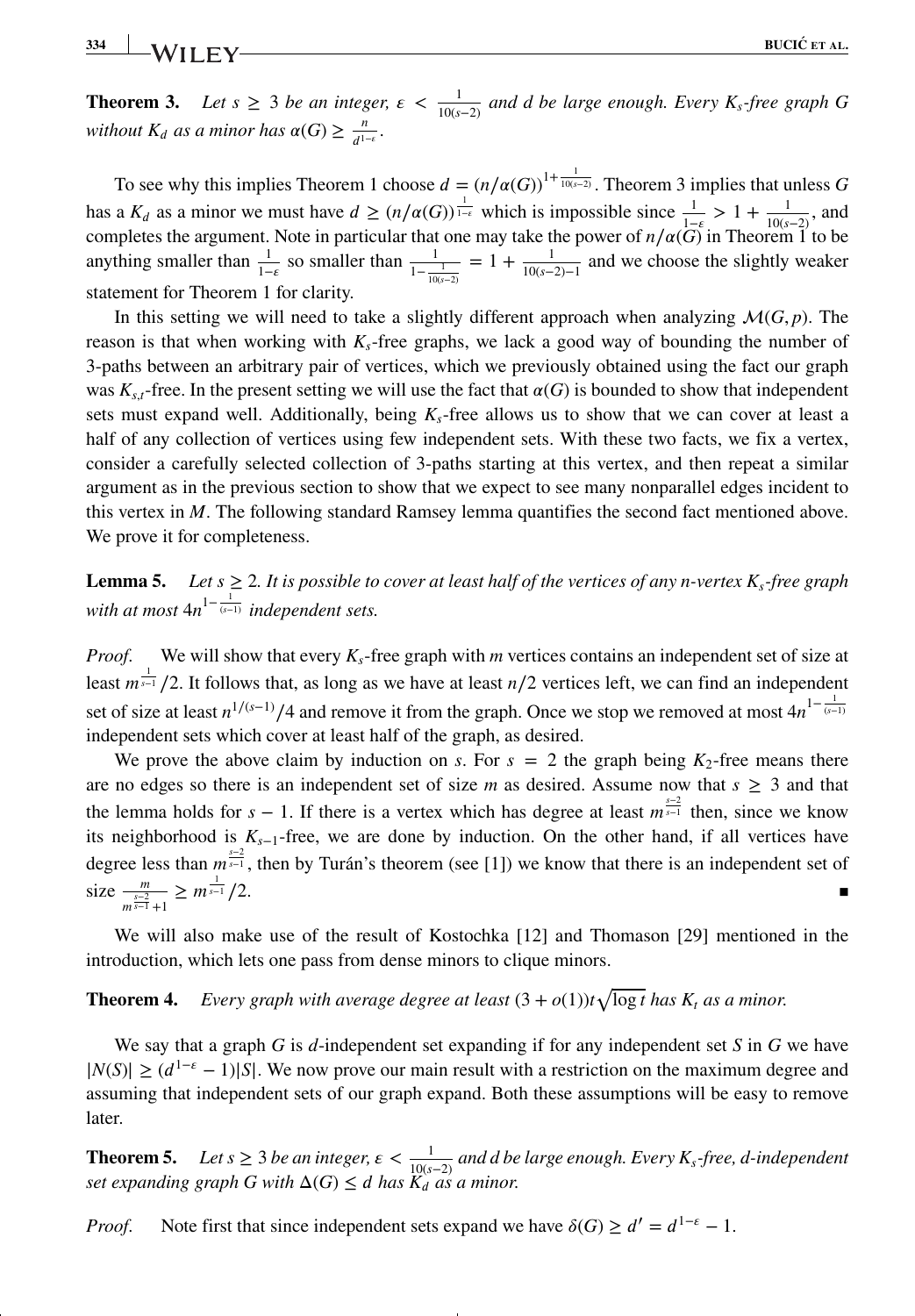**Theorem 3.** *Let $s \geq 3$ be an integer, $\varepsilon < \frac{1}{10(s-2)}$ and $d$ be large enough. Every $K_s$-free graph $G$ without $K_d$ as a minor has $\alpha(G) \geq \frac{n}{d^{1-\varepsilon}}$.*

To see why this implies Theorem 1 choose $d = (n/\alpha(G))^{1+\frac{1}{10(s-2)}}$. Theorem 3 implies that unless $G$ has a $K_d$ as a minor we must have $d \geq (n/\alpha(G))^{\frac{1}{1-\varepsilon}}$ which is impossible since $\frac{1}{1-\varepsilon} > 1 + \frac{1}{10(s-2)}$, and completes the argument. Note in particular that one may take the power of $n/\alpha(G)$ in Theorem 1 to be anything smaller than $\frac{1}{1-\varepsilon}$ so smaller than $\frac{1}{1-\frac{1}{10(s-2)}} = 1 + \frac{1}{10(s-2)-1}$ and we choose the slightly weaker statement for Theorem 1 for clarity.

In this setting we will need to take a slightly different approach when analyzing $\mathcal{M}(G, p)$. The reason is that when working with $K_s$-free graphs, we lack a good way of bounding the number of 3-paths between an arbitrary pair of vertices, which we previously obtained using the fact our graph was $K_{s,t}$-free. In the present setting we will use the fact that $\alpha(G)$ is bounded to show that independent sets must expand well. Additionally, being $K_s$-free allows us to show that we can cover at least a half of any collection of vertices using few independent sets. With these two facts, we fix a vertex, consider a carefully selected collection of 3-paths starting at this vertex, and then repeat a similar argument as in the previous section to show that we expect to see many nonparallel edges incident to this vertex in $M$. The following standard Ramsey lemma quantifies the second fact mentioned above. We prove it for completeness.

**Lemma 5.** *Let $s \geq 2$. It is possible to cover at least half of the vertices of any $n$-vertex $K_s$-free graph with at most $4n^{1-\frac{1}{(s-1)}}$ independent sets.*

*Proof.* We will show that every $K_s$-free graph with $m$ vertices contains an independent set of size at least $m^{\frac{1}{s-1}}/2$. It follows that, as long as we have at least $n/2$ vertices left, we can find an independent set of size at least $n^{1/(s-1)}/4$ and remove it from the graph. Once we stop we removed at most $4n^{1-\frac{1}{(s-1)}}$ independent sets which cover at least half of the graph, as desired.

We prove the above claim by induction on $s$. For $s = 2$ the graph being $K_2$-free means there are no edges so there is an independent set of size $m$ as desired. Assume now that $s \geq 3$ and that the lemma holds for $s-1$. If there is a vertex which has degree at least $m^{\frac{s-2}{s-1}}$ then, since we know its neighborhood is $K_{s-1}$-free, we are done by induction. On the other hand, if all vertices have degree less than $m^{\frac{s-2}{s-1}}$, then by Turán's theorem (see [1]) we know that there is an independent set of size $\frac{m}{m^{\frac{s-2}{s-1}}+1} \geq m^{\frac{1}{s-1}}/2$. ∎

We will also make use of the result of Kostochka [12] and Thomason [29] mentioned in the introduction, which lets one pass from dense minors to clique minors.

**Theorem 4.** *Every graph with average degree at least $(3 + o(1))t\sqrt{\log t}$ has $K_t$ as a minor.*

We say that a graph $G$ is $d$-independent set expanding if for any independent set $S$ in $G$ we have $|N(S)| \geq (d^{1-\varepsilon} - 1)|S|$. We now prove our main result with a restriction on the maximum degree and assuming that independent sets of our graph expand. Both these assumptions will be easy to remove later.

**Theorem 5.** *Let $s \geq 3$ be an integer, $\varepsilon < \frac{1}{10(s-2)}$ and $d$ be large enough. Every $K_s$-free, $d$-independent set expanding graph $G$ with $\Delta(G) \leq d$ has $K_d$ as a minor.*

*Proof.* Note first that since independent sets expand we have $\delta(G) \geq d' = d^{1-\varepsilon} - 1$.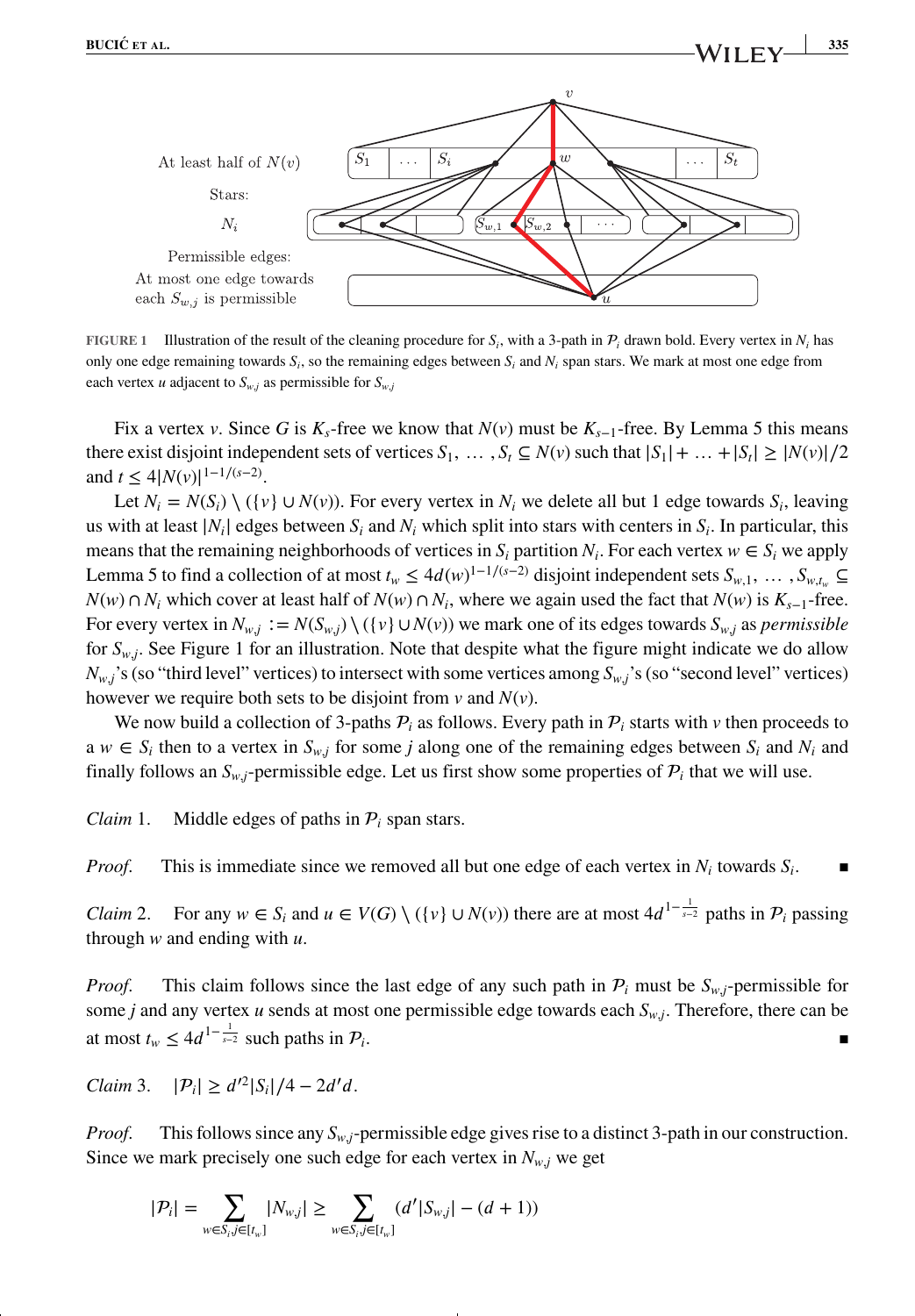FIGURE 1 Illustration of the result of the cleaning procedure for $S_i$, with a 3-path in $\mathcal{P}_i$ drawn bold. Every vertex in $N_i$ has only one edge remaining towards $S_i$, so the remaining edges between $S_i$ and $N_i$ span stars. We mark at most one edge from each vertex $u$ adjacent to $S_{w,j}$ as permissible for $S_{w,j}$

Fix a vertex $v$. Since $G$ is $K_s$-free we know that $N(v)$ must be $K_{s-1}$-free. By Lemma 5 this means there exist disjoint independent sets of vertices $S_1, \ldots, S_t \subseteq N(v)$ such that $|S_1| + \ldots + |S_t| \geq |N(v)|/2$ and $t \leq 4|N(v)|^{1-1/(s-2)}$.

Let $N_i = N(S_i) \setminus (\{v\} \cup N(v))$. For every vertex in $N_i$ we delete all but 1 edge towards $S_i$, leaving us with at least $|N_i|$ edges between $S_i$ and $N_i$ which split into stars with centers in $S_i$. In particular, this means that the remaining neighborhoods of vertices in $S_i$ partition $N_i$. For each vertex $w \in S_i$ we apply Lemma 5 to find a collection of at most $t_w \leq 4d(w)^{1-1/(s-2)}$ disjoint independent sets $S_{w,1}, \ldots, S_{w,t_w} \subseteq N(w) \cap N_i$ which cover at least half of $N(w) \cap N_i$, where we again used the fact that $N(w)$ is $K_{s-1}$-free. For every vertex in $N_{w,j} := N(S_{w,j}) \setminus (\{v\} \cup N(v))$ we mark one of its edges towards $S_{w,j}$ as *permissible* for $S_{w,j}$. See Figure 1 for an illustration. Note that despite what the figure might indicate we do allow $N_{w,j}$'s (so "third level" vertices) to intersect with some vertices among $S_{w,j}$'s (so "second level" vertices) however we require both sets to be disjoint from $v$ and $N(v)$.

We now build a collection of 3-paths $\mathcal{P}_i$ as follows. Every path in $\mathcal{P}_i$ starts with $v$ then proceeds to a $w \in S_i$ then to a vertex in $S_{w,j}$ for some $j$ along one of the remaining edges between $S_i$ and $N_i$ and finally follows an $S_{w,j}$-permissible edge. Let us first show some properties of $\mathcal{P}_i$ that we will use.

*Claim* 1. Middle edges of paths in $\mathcal{P}_i$ span stars.

*Proof.* This is immediate since we removed all but one edge of each vertex in $N_i$ towards $S_i$. ■

*Claim* 2. For any $w \in S_i$ and $u \in V(G) \setminus (\{v\} \cup N(v))$ there are at most $4d^{1-\frac{1}{s-2}}$ paths in $\mathcal{P}_i$ passing through $w$ and ending with $u$.

*Proof.* This claim follows since the last edge of any such path in $\mathcal{P}_i$ must be $S_{w,j}$-permissible for some $j$ and any vertex $u$ sends at most one permissible edge towards each $S_{w,j}$. Therefore, there can be at most $t_w \leq 4d^{1-\frac{1}{s-2}}$ such paths in $\mathcal{P}_i$. ■

*Claim* 3. $|\mathcal{P}_i| \geq d'^2|S_i|/4 - 2d'd$.

*Proof.* This follows since any $S_{w,j}$-permissible edge gives rise to a distinct 3-path in our construction. Since we mark precisely one such edge for each vertex in $N_{w,j}$ we get

$$|\mathcal{P}_i| = \sum_{w \in S_i, j \in [t_w]} |N_{w,j}| \geq \sum_{w \in S_i, j \in [t_w]} (d'|S_{w,j}| - (d+1))$$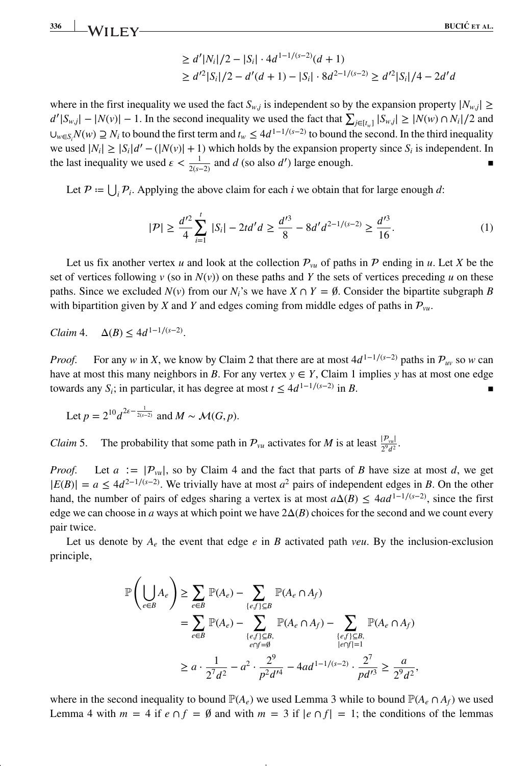$$\geq d'|N_i|/2 - |S_i| \cdot 4d^{1-1/(s-2)}(d+1)$$
$$\geq d'^2|S_i|/2 - d'(d+1) - |S_i| \cdot 8d^{2-1/(s-2)} \geq d'^2|S_i|/4 - 2d'd$$

where in the first inequality we used the fact $S_{w,j}$ is independent so by the expansion property $|N_{w,j}| \geq d'|S_{w,j}| - |N(v)| - 1$. In the second inequality we used the fact that $\sum_{j \in [t_w]} |S_{w,j}| \geq |N(w) \cap N_i|/2$ and $\cup_{w \in S_i} N(w) \supseteq N_i$ to bound the first term and $t_w \leq 4d^{1-1/(s-2)}$ to bound the second. In the third inequality we used $|N_i| \geq |S_i|d' - (|N(v)| + 1)$ which holds by the expansion property since $S_i$ is independent. In the last inequality we used $\epsilon < \frac{1}{2(s-2)}$ and $d$ (so also $d'$) large enough. ∎

Let $\mathcal{P} := \bigcup_i \mathcal{P}_i$. Applying the above claim for each $i$ we obtain that for large enough $d$:

$$|\mathcal{P}| \geq \frac{d'^2}{4} \sum_{i=1}^{t} |S_i| - 2td'd \geq \frac{d'^3}{8} - 8d'd^{2-1/(s-2)} \geq \frac{d'^3}{16}. \tag{1}$$

Let us fix another vertex $u$ and look at the collection $\mathcal{P}_{vu}$ of paths in $\mathcal{P}$ ending in $u$. Let $X$ be the set of vertices following $v$ (so in $N(v)$) on these paths and $Y$ the sets of vertices preceding $u$ on these paths. Since we excluded $N(v)$ from our $N_i$'s we have $X \cap Y = \emptyset$. Consider the bipartite subgraph $B$ with bipartition given by $X$ and $Y$ and edges coming from middle edges of paths in $\mathcal{P}_{vu}$.

*Claim* 4. $\Delta(B) \leq 4d^{1-1/(s-2)}$.

*Proof.* For any $w$ in $X$, we know by Claim 2 that there are at most $4d^{1-1/(s-2)}$ paths in $\mathcal{P}_{uv}$ so $w$ can have at most this many neighbors in $B$. For any vertex $y \in Y$, Claim 1 implies $y$ has at most one edge towards any $S_i$; in particular, it has degree at most $t \leq 4d^{1-1/(s-2)}$ in $B$. ∎

Let $p = 2^{10}d^{2\epsilon - \frac{1}{2(s-2)}}$ and $M \sim \mathcal{M}(G, p)$.

*Claim* 5. The probability that some path in $\mathcal{P}_{vu}$ activates for $M$ is at least $\frac{|\mathcal{P}_{vu}|}{2^9 d^2}$.

*Proof.* Let $a := |\mathcal{P}_{vu}|$, so by Claim 4 and the fact that parts of $B$ have size at most $d$, we get $|E(B)| = a \leq 4d^{2-1/(s-2)}$. We trivially have at most $a^2$ pairs of independent edges in $B$. On the other hand, the number of pairs of edges sharing a vertex is at most $a\Delta(B) \leq 4ad^{1-1/(s-2)}$, since the first edge we can choose in $a$ ways at which point we have $2\Delta(B)$ choices for the second and we count every pair twice.

Let us denote by $A_e$ the event that edge $e$ in $B$ activated path $veu$. By the inclusion-exclusion principle,

$$\begin{aligned}
\mathbb{P}\left(\bigcup_{e \in B} A_e\right) &\geq \sum_{e \in B} \mathbb{P}(A_e) - \sum_{\{e,f\} \subseteq B} \mathbb{P}(A_e \cap A_f) \\
&= \sum_{e \in B} \mathbb{P}(A_e) - \sum_{\substack{\{e,f\} \subseteq B, \\ e \cap f = \emptyset}} \mathbb{P}(A_e \cap A_f) - \sum_{\substack{\{e,f\} \subseteq B, \\ |e \cap f| = 1}} \mathbb{P}(A_e \cap A_f) \\
&\geq a \cdot \frac{1}{2^7 d^2} - a^2 \cdot \frac{2^9}{p^2 d'^4} - 4ad^{1-1/(s-2)} \cdot \frac{2^7}{pd'^3} \geq \frac{a}{2^9 d^2},
\end{aligned}$$

where in the second inequality to bound $\mathbb{P}(A_e)$ we used Lemma 3 while to bound $\mathbb{P}(A_e \cap A_f)$ we used Lemma 4 with $m = 4$ if $e \cap f = \emptyset$ and with $m = 3$ if $|e \cap f| = 1$; the conditions of the lemmas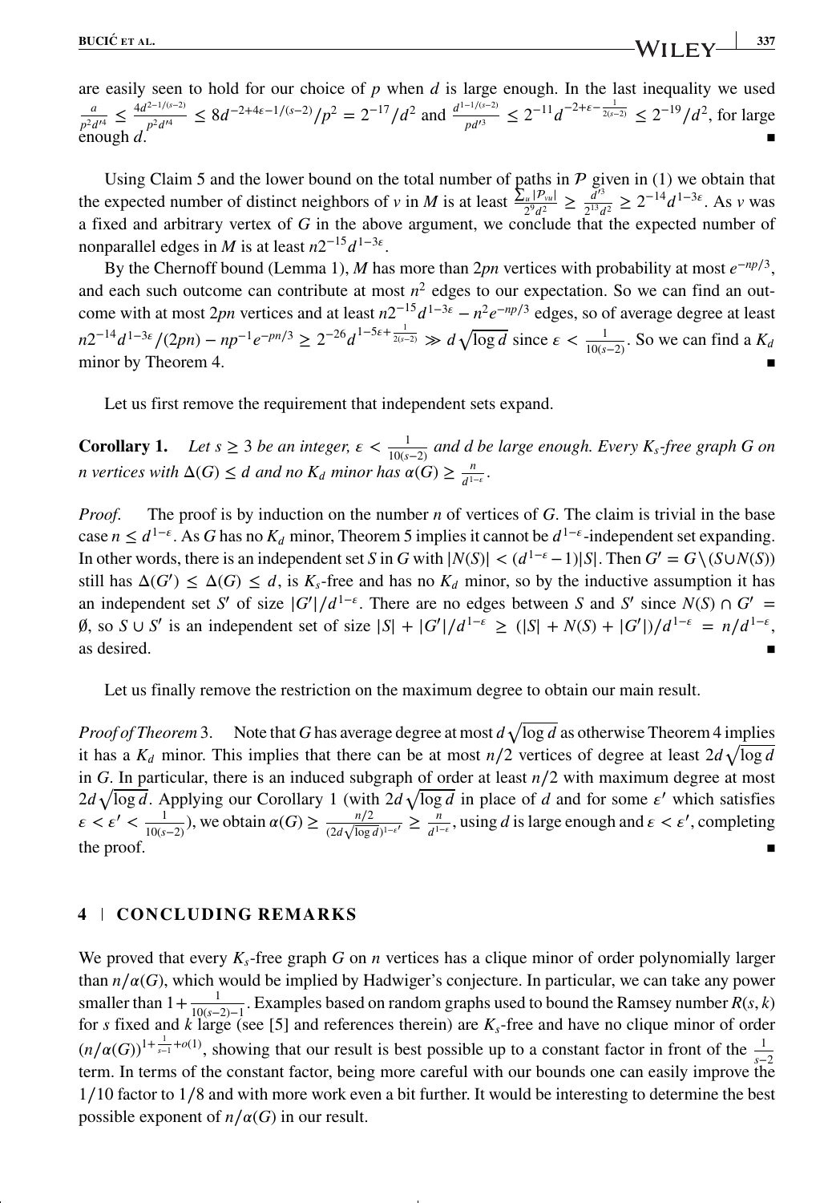are easily seen to hold for our choice of $p$ when $d$ is large enough. In the last inequality we used $\frac{a}{p^2 d'^4} \le \frac{4d^{2-1/(s-2)}}{p^2 d'^4} \le 8d^{-2+4\varepsilon-1/(s-2)}/p^2 = 2^{-17}/d^2$ and $\frac{d^{1-1/(s-2)}}{pd'^3} \le 2^{-11}d^{-2+\varepsilon-\frac{1}{2(s-2)}} \le 2^{-19}/d^2$, for large enough $d$. ∎

Using Claim 5 and the lower bound on the total number of paths in $\mathcal{P}$ given in (1) we obtain that the expected number of distinct neighbors of $v$ in $M$ is at least $\frac{\sum_u |\mathcal{P}_{vu}|}{2^9 d^2} \ge \frac{d'^3}{2^{13} d^2} \ge 2^{-14} d^{1-3\varepsilon}$. As $v$ was a fixed and arbitrary vertex of $G$ in the above argument, we conclude that the expected number of nonparallel edges in $M$ is at least $n2^{-15}d^{1-3\varepsilon}$.

By the Chernoff bound (Lemma 1), $M$ has more than $2pn$ vertices with probability at most $e^{-np/3}$, and each such outcome can contribute at most $n^2$ edges to our expectation. So we can find an outcome with at most $2pn$ vertices and at least $n2^{-15}d^{1-3\varepsilon} - n^2 e^{-np/3}$ edges, so of average degree at least $n2^{-14}d^{1-3\varepsilon}/(2pn) - np^{-1}e^{-pn/3} \ge 2^{-26}d^{1-5\varepsilon+\frac{1}{2(s-2)}} \gg d\sqrt{\log d}$ since $\varepsilon < \frac{1}{10(s-2)}$. So we can find a $K_d$ minor by Theorem 4. ∎

Let us first remove the requirement that independent sets expand.

**Corollary 1.** *Let $s \ge 3$ be an integer, $\varepsilon < \frac{1}{10(s-2)}$ and $d$ be large enough. Every $K_s$-free graph $G$ on $n$ vertices with $\Delta(G) \le d$ and no $K_d$ minor has $\alpha(G) \ge \frac{n}{d^{1-\varepsilon}}$.*

*Proof.* The proof is by induction on the number $n$ of vertices of $G$. The claim is trivial in the base case $n \le d^{1-\varepsilon}$. As $G$ has no $K_d$ minor, Theorem 5 implies it cannot be $d^{1-\varepsilon}$-independent set expanding. In other words, there is an independent set $S$ in $G$ with $|N(S)| < (d^{1-\varepsilon}-1)|S|$. Then $G' = G \setminus (S \cup N(S))$ still has $\Delta(G') \le \Delta(G) \le d$, is $K_s$-free and has no $K_d$ minor, so by the inductive assumption it has an independent set $S'$ of size $|G'|/d^{1-\varepsilon}$. There are no edges between $S$ and $S'$ since $N(S) \cap G' = \emptyset$, so $S \cup S'$ is an independent set of size $|S| + |G'|/d^{1-\varepsilon} \ge (|S| + N(S) + |G'|)/d^{1-\varepsilon} = n/d^{1-\varepsilon}$, as desired. ∎

Let us finally remove the restriction on the maximum degree to obtain our main result.

*Proof of Theorem 3.* Note that $G$ has average degree at most $d\sqrt{\log d}$ as otherwise Theorem 4 implies it has a $K_d$ minor. This implies that there can be at most $n/2$ vertices of degree at least $2d\sqrt{\log d}$ in $G$. In particular, there is an induced subgraph of order at least $n/2$ with maximum degree at most $2d\sqrt{\log d}$. Applying our Corollary 1 (with $2d\sqrt{\log d}$ in place of $d$ and for some $\varepsilon'$ which satisfies $\varepsilon < \varepsilon' < \frac{1}{10(s-2)}$), we obtain $\alpha(G) \ge \frac{n/2}{(2d\sqrt{\log d})^{1-\varepsilon'}} \ge \frac{n}{d^{1-\varepsilon}}$, using $d$ is large enough and $\varepsilon < \varepsilon'$, completing the proof. ∎

## 4 | CONCLUDING REMARKS

We proved that every $K_s$-free graph $G$ on $n$ vertices has a clique minor of order polynomially larger than $n/\alpha(G)$, which would be implied by Hadwiger's conjecture. In particular, we can take any power smaller than $1 + \frac{1}{10(s-2)-1}$. Examples based on random graphs used to bound the Ramsey number $R(s,k)$ for $s$ fixed and $k$ large (see [5] and references therein) are $K_s$-free and have no clique minor of order $(n/\alpha(G))^{1+\frac{1}{s-1}+o(1)}$, showing that our result is best possible up to a constant factor in front of the $\frac{1}{s-2}$ term. In terms of the constant factor, being more careful with our bounds one can easily improve the $1/10$ factor to $1/8$ and with more work even a bit further. It would be interesting to determine the best possible exponent of $n/\alpha(G)$ in our result.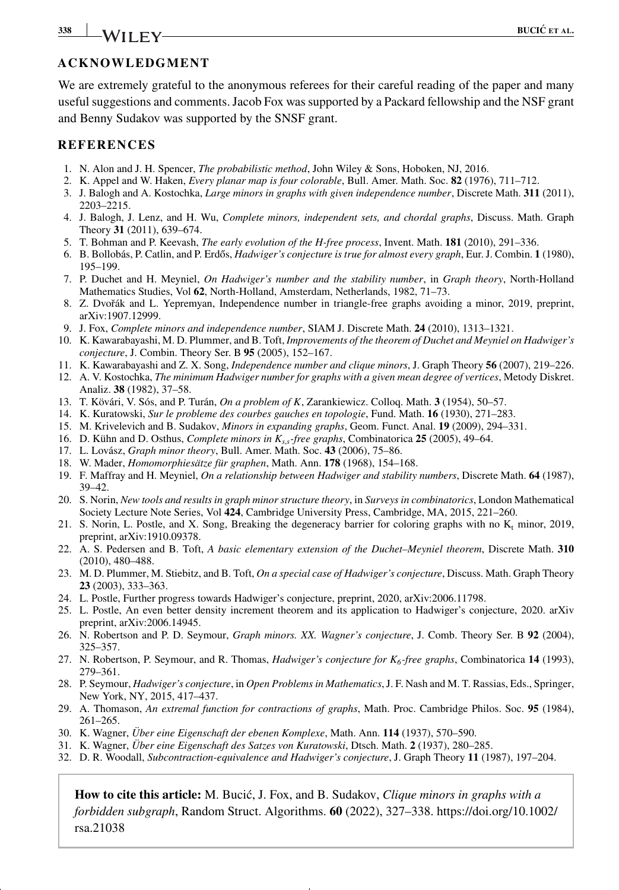## ACKNOWLEDGMENT

We are extremely grateful to the anonymous referees for their careful reading of the paper and many useful suggestions and comments. Jacob Fox was supported by a Packard fellowship and the NSF grant and Benny Sudakov was supported by the SNSF grant.

## REFERENCES

1. N. Alon and J. H. Spencer, *The probabilistic method*, John Wiley & Sons, Hoboken, NJ, 2016.
2. K. Appel and W. Haken, *Every planar map is four colorable*, Bull. Amer. Math. Soc. **82** (1976), 711–712.
3. J. Balogh and A. Kostochka, *Large minors in graphs with given independence number*, Discrete Math. **311** (2011), 2203–2215.
4. J. Balogh, J. Lenz, and H. Wu, *Complete minors, independent sets, and chordal graphs*, Discuss. Math. Graph Theory **31** (2011), 639–674.
5. T. Bohman and P. Keevash, *The early evolution of the H-free process*, Invent. Math. **181** (2010), 291–336.
6. B. Bollobás, P. Catlin, and P. Erdős, *Hadwiger's conjecture is true for almost every graph*, Eur. J. Combin. **1** (1980), 195–199.
7. P. Duchet and H. Meyniel, *On Hadwiger's number and the stability number*, in *Graph theory*, North-Holland Mathematics Studies, Vol **62**, North-Holland, Amsterdam, Netherlands, 1982, 71–73.
8. Z. Dvořák and L. Yepremyan, Independence number in triangle-free graphs avoiding a minor, 2019, preprint, arXiv:1907.12999.
9. J. Fox, *Complete minors and independence number*, SIAM J. Discrete Math. **24** (2010), 1313–1321.
10. K. Kawarabayashi, M. D. Plummer, and B. Toft, *Improvements of the theorem of Duchet and Meyniel on Hadwiger's conjecture*, J. Combin. Theory Ser. B **95** (2005), 152–167.
11. K. Kawarabayashi and Z. X. Song, *Independence number and clique minors*, J. Graph Theory **56** (2007), 219–226.
12. A. V. Kostochka, *The minimum Hadwiger number for graphs with a given mean degree of vertices*, Metody Diskret. Analiz. **38** (1982), 37–58.
13. T. Kövári, V. Sós, and P. Turán, *On a problem of K*, Zarankiewicz. Colloq. Math. **3** (1954), 50–57.
14. K. Kuratowski, *Sur le probleme des courbes gauches en topologie*, Fund. Math. **16** (1930), 271–283.
15. M. Krivelevich and B. Sudakov, *Minors in expanding graphs*, Geom. Funct. Anal. **19** (2009), 294–331.
16. D. Kühn and D. Osthus, *Complete minors in $K_{s,s}$-free graphs*, Combinatorica **25** (2005), 49–64.
17. L. Lovász, *Graph minor theory*, Bull. Amer. Math. Soc. **43** (2006), 75–86.
18. W. Mader, *Homomorphiesätze für graphen*, Math. Ann. **178** (1968), 154–168.
19. F. Maffray and H. Meyniel, *On a relationship between Hadwiger and stability numbers*, Discrete Math. **64** (1987), 39–42.
20. S. Norin, *New tools and results in graph minor structure theory*, in *Surveys in combinatorics*, London Mathematical Society Lecture Note Series, Vol **424**, Cambridge University Press, Cambridge, MA, 2015, 221–260.
21. S. Norin, L. Postle, and X. Song, Breaking the degeneracy barrier for coloring graphs with no $K_t$ minor, 2019, preprint, arXiv:1910.09378.
22. A. S. Pedersen and B. Toft, *A basic elementary extension of the Duchet–Meyniel theorem*, Discrete Math. **310** (2010), 480–488.
23. M. D. Plummer, M. Stiebitz, and B. Toft, *On a special case of Hadwiger's conjecture*, Discuss. Math. Graph Theory **23** (2003), 333–363.
24. L. Postle, Further progress towards Hadwiger's conjecture, preprint, 2020, arXiv:2006.11798.
25. L. Postle, An even better density increment theorem and its application to Hadwiger's conjecture, 2020. arXiv preprint, arXiv:2006.14945.
26. N. Robertson and P. D. Seymour, *Graph minors. XX. Wagner's conjecture*, J. Comb. Theory Ser. B **92** (2004), 325–357.
27. N. Robertson, P. Seymour, and R. Thomas, *Hadwiger's conjecture for $K_6$-free graphs*, Combinatorica **14** (1993), 279–361.
28. P. Seymour, *Hadwiger's conjecture*, in *Open Problems in Mathematics*, J. F. Nash and M. T. Rassias, Eds., Springer, New York, NY, 2015, 417–437.
29. A. Thomason, *An extremal function for contractions of graphs*, Math. Proc. Cambridge Philos. Soc. **95** (1984), 261–265.
30. K. Wagner, *Über eine Eigenschaft der ebenen Komplexe*, Math. Ann. **114** (1937), 570–590.
31. K. Wagner, *Über eine Eigenschaft des Satzes von Kuratowski*, Dtsch. Math. **2** (1937), 280–285.
32. D. R. Woodall, *Subcontraction-equivalence and Hadwiger's conjecture*, J. Graph Theory **11** (1987), 197–204.

**How to cite this article:** M. Bucić, J. Fox, and B. Sudakov, *Clique minors in graphs with a forbidden subgraph*, Random Struct. Algorithms. **60** (2022), 327–338. https://doi.org/10.1002/rsa.21038